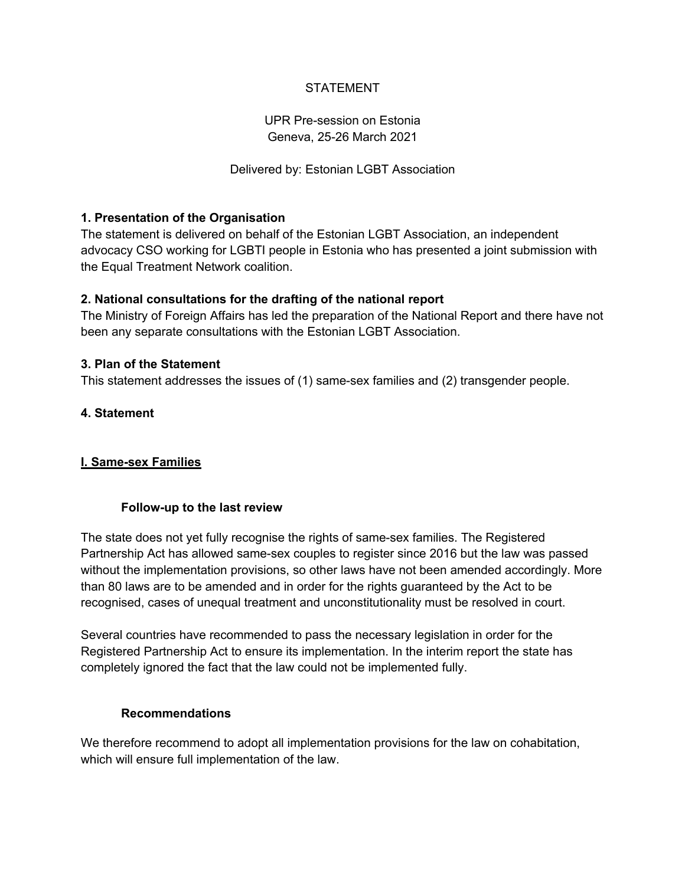STATEMENT

UPR Pre-session on Estonia
Geneva, 25-26 March 2021

Delivered by: Estonian LGBT Association

**1. Presentation of the Organisation**

The statement is delivered on behalf of the Estonian LGBT Association, an independent advocacy CSO working for LGBTI people in Estonia who has presented a joint submission with the Equal Treatment Network coalition.

**2. National consultations for the drafting of the national report**

The Ministry of Foreign Affairs has led the preparation of the National Report and there have not been any separate consultations with the Estonian LGBT Association.

**3. Plan of the Statement**

This statement addresses the issues of (1) same-sex families and (2) transgender people.

**4. Statement**

**<u>I. Same-sex Families</u>**

**Follow-up to the last review**

The state does not yet fully recognise the rights of same-sex families. The Registered Partnership Act has allowed same-sex couples to register since 2016 but the law was passed without the implementation provisions, so other laws have not been amended accordingly. More than 80 laws are to be amended and in order for the rights guaranteed by the Act to be recognised, cases of unequal treatment and unconstitutionality must be resolved in court.

Several countries have recommended to pass the necessary legislation in order for the Registered Partnership Act to ensure its implementation. In the interim report the state has completely ignored the fact that the law could not be implemented fully.

**Recommendations**

We therefore recommend to adopt all implementation provisions for the law on cohabitation, which will ensure full implementation of the law.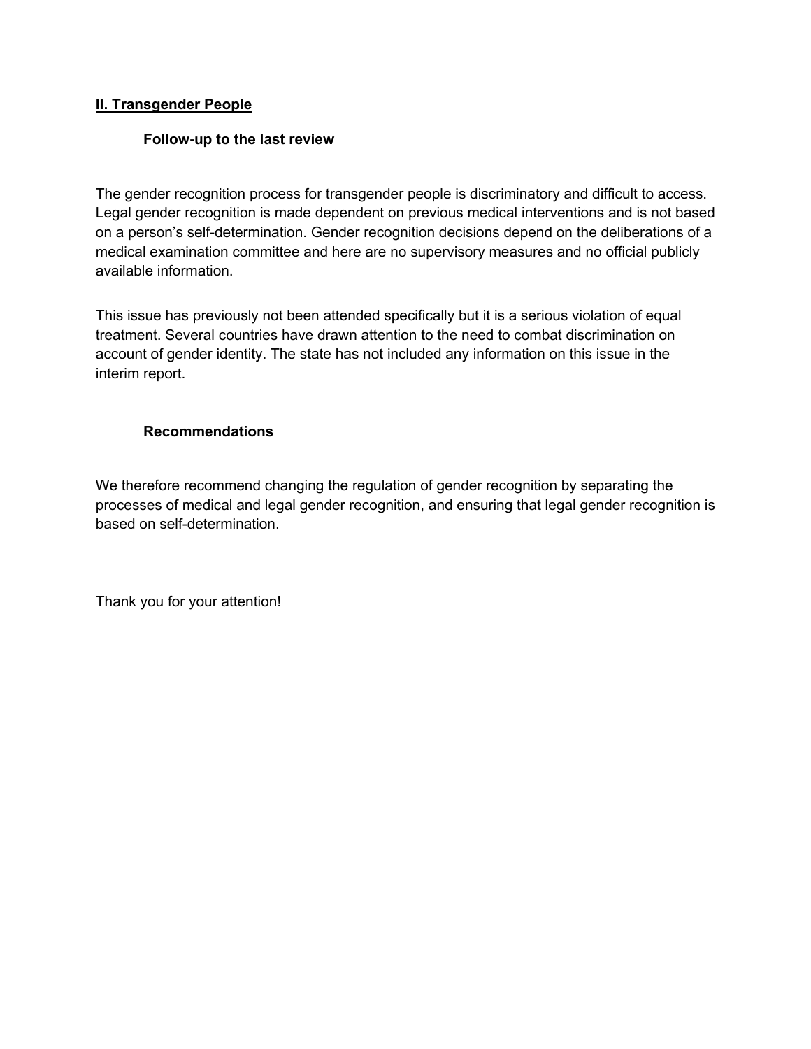## II. Transgender People

### Follow-up to the last review

The gender recognition process for transgender people is discriminatory and difficult to access. Legal gender recognition is made dependent on previous medical interventions and is not based on a person's self-determination. Gender recognition decisions depend on the deliberations of a medical examination committee and here are no supervisory measures and no official publicly available information.

This issue has previously not been attended specifically but it is a serious violation of equal treatment. Several countries have drawn attention to the need to combat discrimination on account of gender identity. The state has not included any information on this issue in the interim report.

### Recommendations

We therefore recommend changing the regulation of gender recognition by separating the processes of medical and legal gender recognition, and ensuring that legal gender recognition is based on self-determination.

Thank you for your attention!